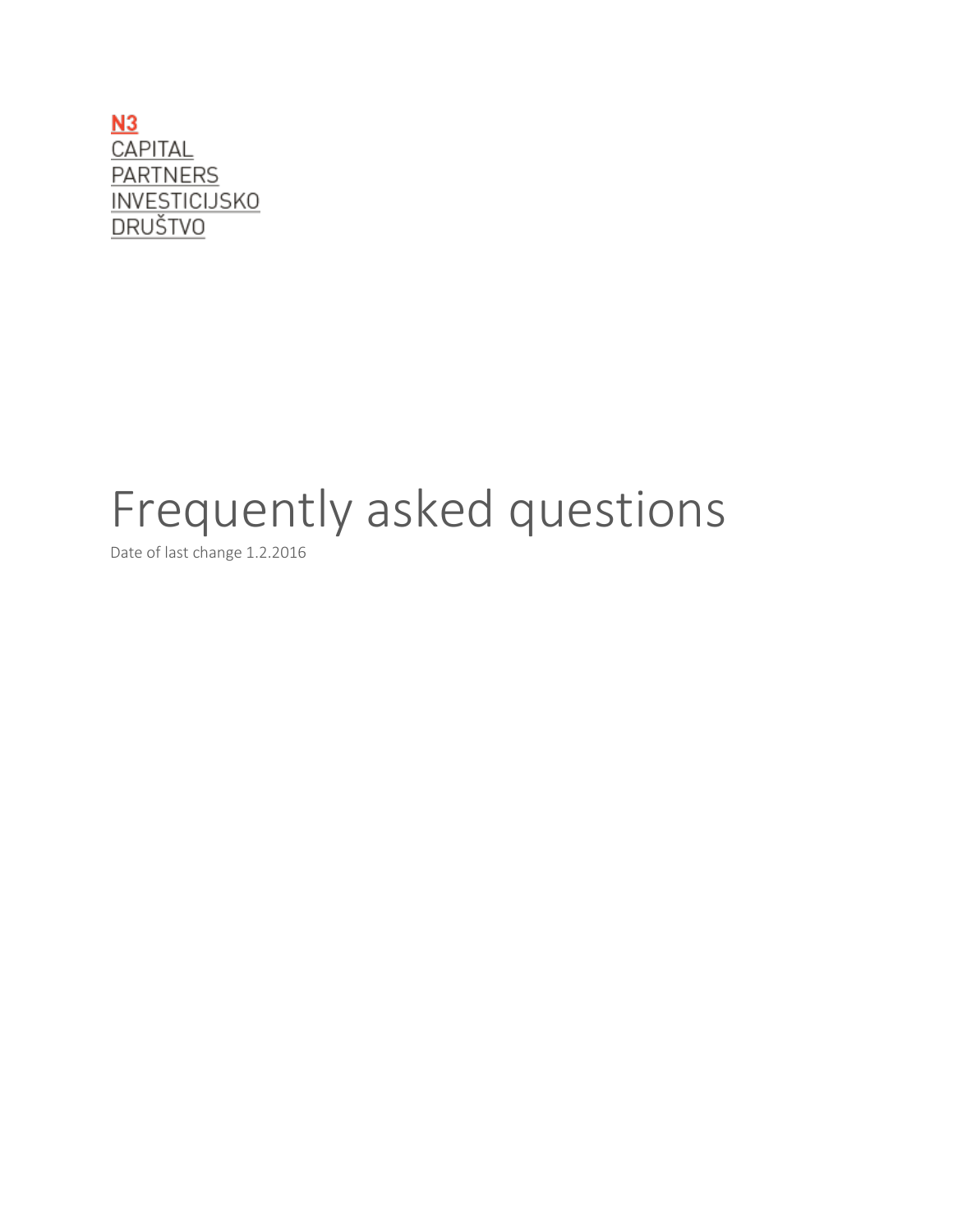N3
CAPITAL
PARTNERS
INVESTICIJSKO
DRUŠTVO

# Frequently asked questions

Date of last change 1.2.2016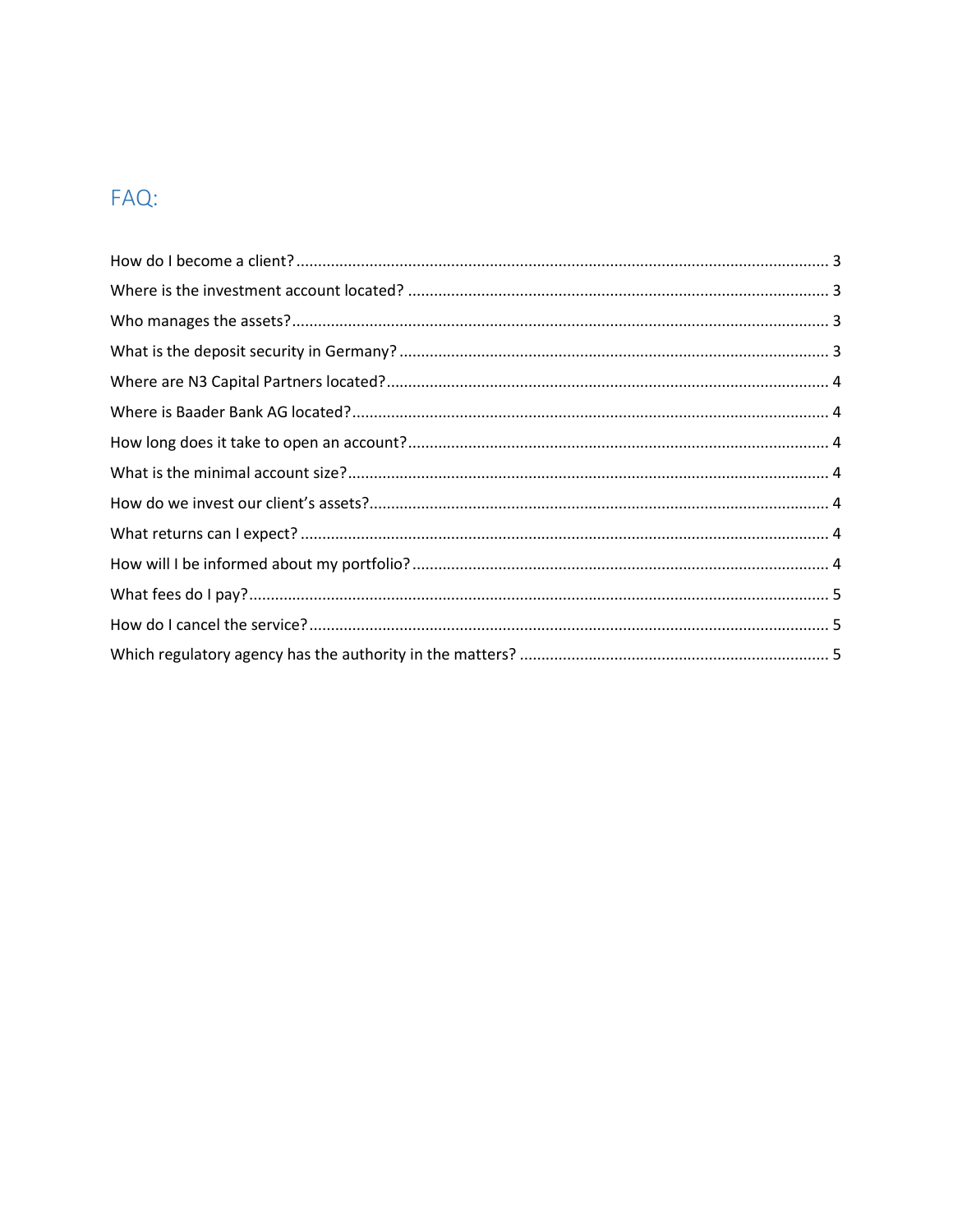# FAQ:

How do I become a client? ........................................................................................................... 3

Where is the investment account located? .................................................................................. 3

Who manages the assets? ........................................................................................................... 3

What is the deposit security in Germany? ................................................................................... 3

Where are N3 Capital Partners located? ..................................................................................... 4

Where is Baader Bank AG located? ............................................................................................. 4

How long does it take to open an account? ................................................................................. 4

What is the minimal account size? .............................................................................................. 4

How do we invest our client's assets? ......................................................................................... 4

What returns can I expect? .......................................................................................................... 4

How will I be informed about my portfolio? ................................................................................ 4

What fees do I pay? ..................................................................................................................... 5

How do I cancel the service? ....................................................................................................... 5

Which regulatory agency has the authority in the matters? ....................................................... 5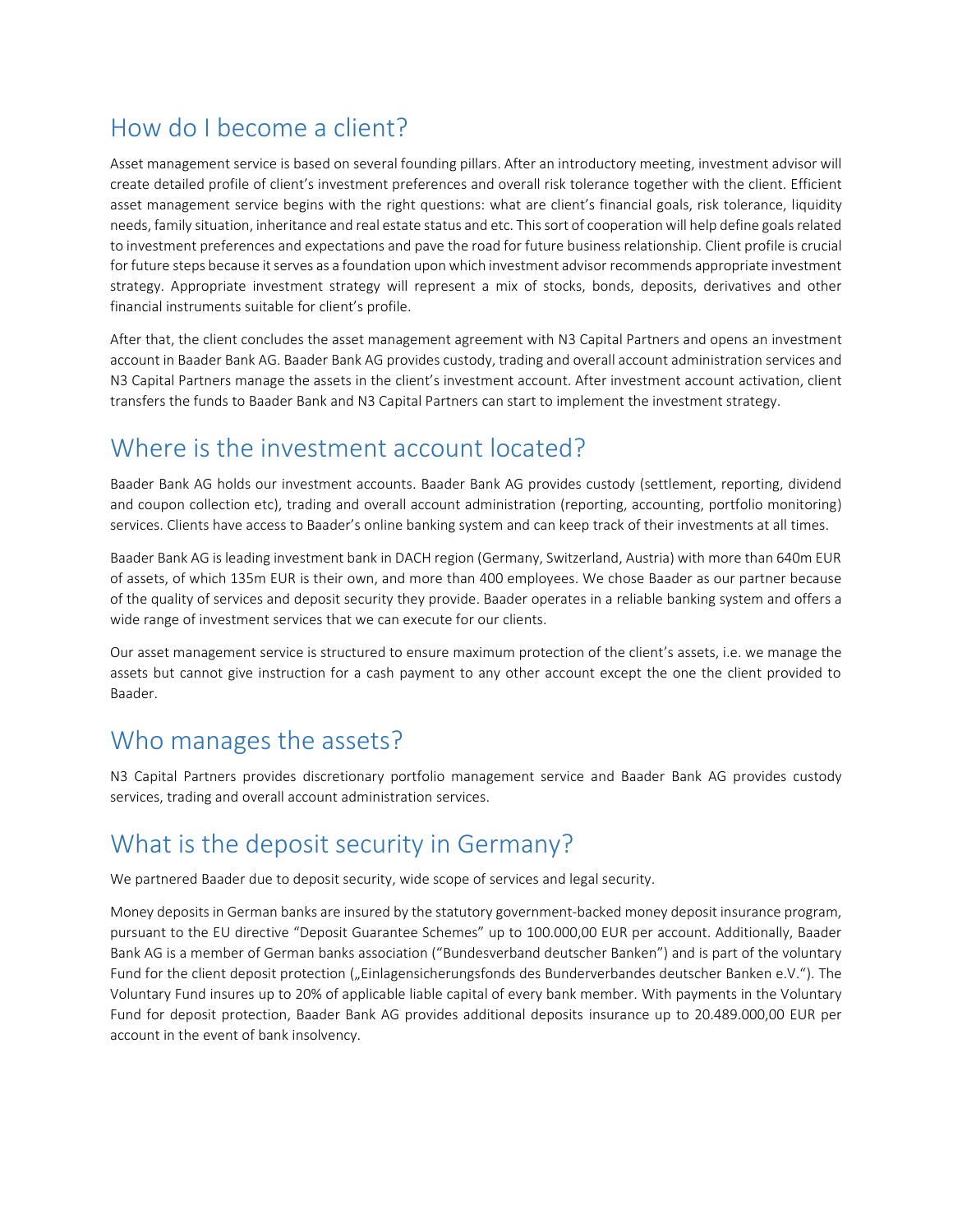## How do I become a client?

Asset management service is based on several founding pillars. After an introductory meeting, investment advisor will create detailed profile of client's investment preferences and overall risk tolerance together with the client. Efficient asset management service begins with the right questions: what are client's financial goals, risk tolerance, liquidity needs, family situation, inheritance and real estate status and etc. This sort of cooperation will help define goals related to investment preferences and expectations and pave the road for future business relationship. Client profile is crucial for future steps because it serves as a foundation upon which investment advisor recommends appropriate investment strategy. Appropriate investment strategy will represent a mix of stocks, bonds, deposits, derivatives and other financial instruments suitable for client's profile.

After that, the client concludes the asset management agreement with N3 Capital Partners and opens an investment account in Baader Bank AG. Baader Bank AG provides custody, trading and overall account administration services and N3 Capital Partners manage the assets in the client's investment account. After investment account activation, client transfers the funds to Baader Bank and N3 Capital Partners can start to implement the investment strategy.

## Where is the investment account located?

Baader Bank AG holds our investment accounts. Baader Bank AG provides custody (settlement, reporting, dividend and coupon collection etc), trading and overall account administration (reporting, accounting, portfolio monitoring) services. Clients have access to Baader's online banking system and can keep track of their investments at all times.

Baader Bank AG is leading investment bank in DACH region (Germany, Switzerland, Austria) with more than 640m EUR of assets, of which 135m EUR is their own, and more than 400 employees. We chose Baader as our partner because of the quality of services and deposit security they provide. Baader operates in a reliable banking system and offers a wide range of investment services that we can execute for our clients.

Our asset management service is structured to ensure maximum protection of the client's assets, i.e. we manage the assets but cannot give instruction for a cash payment to any other account except the one the client provided to Baader.

## Who manages the assets?

N3 Capital Partners provides discretionary portfolio management service and Baader Bank AG provides custody services, trading and overall account administration services.

## What is the deposit security in Germany?

We partnered Baader due to deposit security, wide scope of services and legal security.

Money deposits in German banks are insured by the statutory government-backed money deposit insurance program, pursuant to the EU directive "Deposit Guarantee Schemes" up to 100.000,00 EUR per account. Additionally, Baader Bank AG is a member of German banks association ("Bundesverband deutscher Banken") and is part of the voluntary Fund for the client deposit protection („Einlagensicherungsfonds des Bunderverbandes deutscher Banken e.V."). The Voluntary Fund insures up to 20% of applicable liable capital of every bank member. With payments in the Voluntary Fund for deposit protection, Baader Bank AG provides additional deposits insurance up to 20.489.000,00 EUR per account in the event of bank insolvency.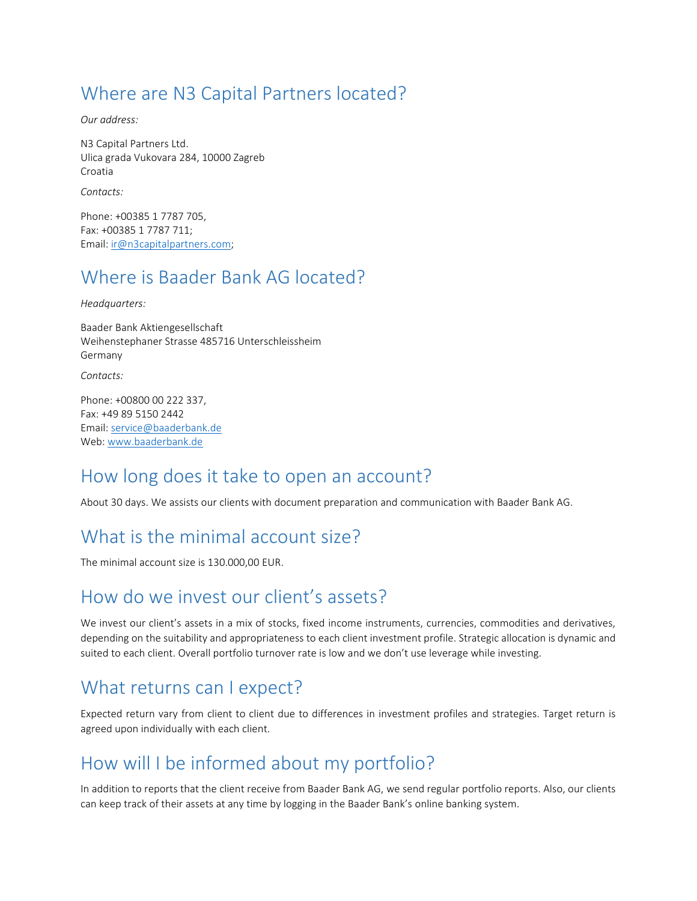## Where are N3 Capital Partners located?

*Our address:*

N3 Capital Partners Ltd.
Ulica grada Vukovara 284, 10000 Zagreb
Croatia

*Contacts:*

Phone: +00385 1 7787 705,
Fax: +00385 1 7787 711;
Email: ir@n3capitalpartners.com;

## Where is Baader Bank AG located?

*Headquarters:*

Baader Bank Aktiengesellschaft
Weihenstephaner Strasse 485716 Unterschleissheim
Germany

*Contacts:*

Phone: +00800 00 222 337,
Fax: +49 89 5150 2442
Email: service@baaderbank.de
Web: www.baaderbank.de

## How long does it take to open an account?

About 30 days. We assists our clients with document preparation and communication with Baader Bank AG.

## What is the minimal account size?

The minimal account size is 130.000,00 EUR.

## How do we invest our client's assets?

We invest our client's assets in a mix of stocks, fixed income instruments, currencies, commodities and derivatives, depending on the suitability and appropriateness to each client investment profile. Strategic allocation is dynamic and suited to each client. Overall portfolio turnover rate is low and we don't use leverage while investing.

## What returns can I expect?

Expected return vary from client to client due to differences in investment profiles and strategies. Target return is agreed upon individually with each client.

## How will I be informed about my portfolio?

In addition to reports that the client receive from Baader Bank AG, we send regular portfolio reports. Also, our clients can keep track of their assets at any time by logging in the Baader Bank's online banking system.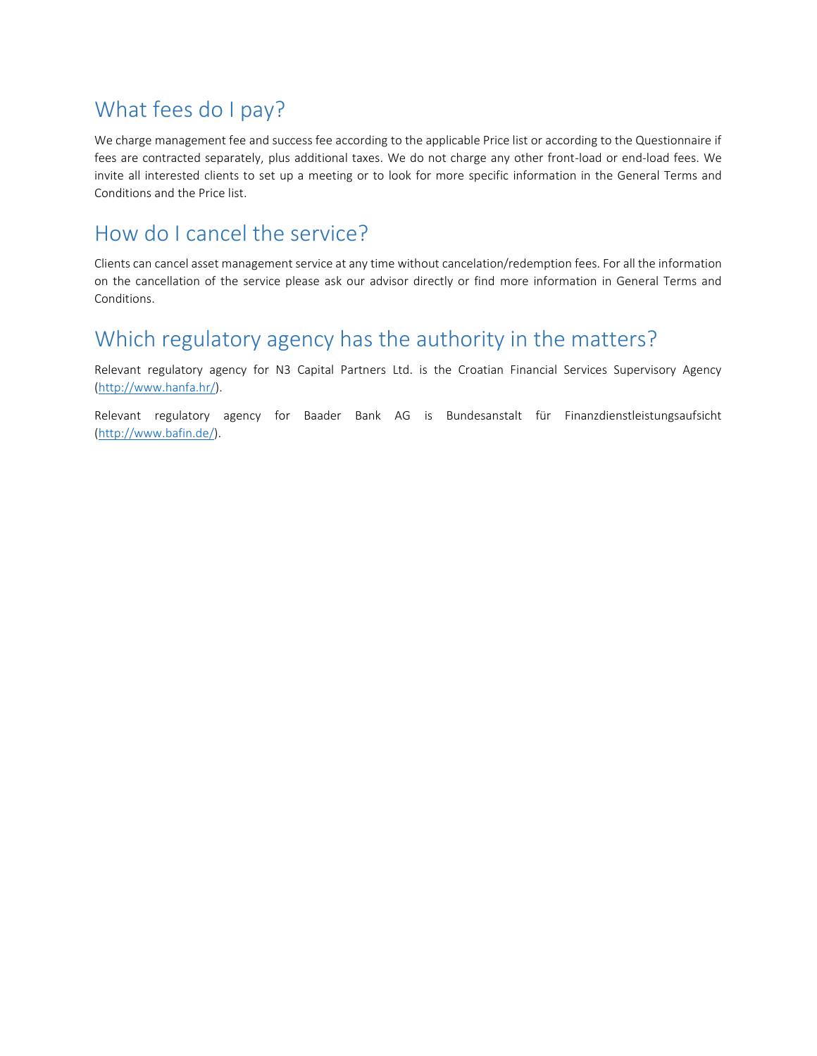## What fees do I pay?

We charge management fee and success fee according to the applicable Price list or according to the Questionnaire if fees are contracted separately, plus additional taxes. We do not charge any other front-load or end-load fees. We invite all interested clients to set up a meeting or to look for more specific information in the General Terms and Conditions and the Price list.

## How do I cancel the service?

Clients can cancel asset management service at any time without cancelation/redemption fees. For all the information on the cancellation of the service please ask our advisor directly or find more information in General Terms and Conditions.

## Which regulatory agency has the authority in the matters?

Relevant regulatory agency for N3 Capital Partners Ltd. is the Croatian Financial Services Supervisory Agency (http://www.hanfa.hr/).

Relevant regulatory agency for Baader Bank AG is Bundesanstalt für Finanzdienstleistungsaufsicht (http://www.bafin.de/).